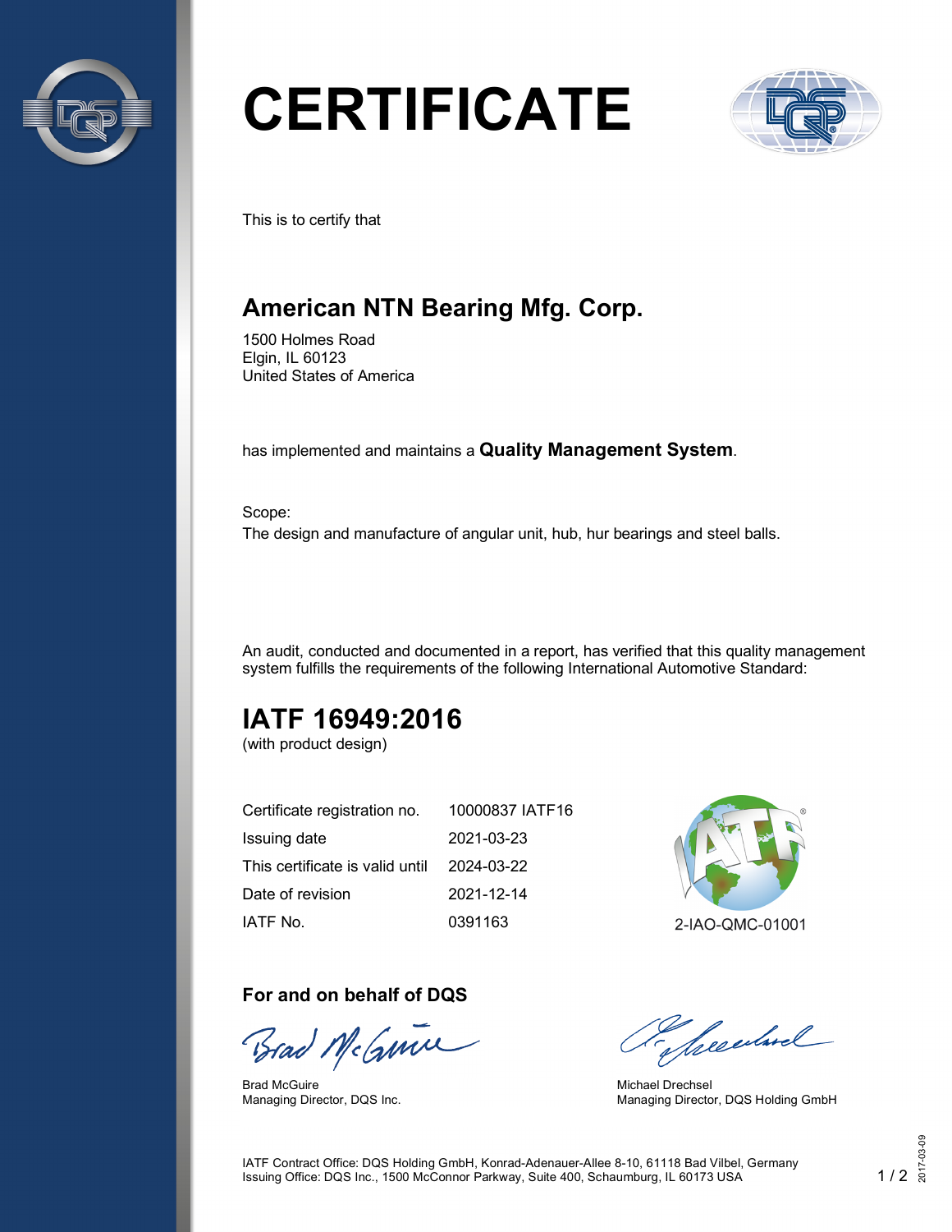# CERTIFICATE

This is to certify that

## American NTN Bearing Mfg. Corp.

1500 Holmes Road
Elgin, IL 60123
United States of America

has implemented and maintains a **Quality Management System**.

Scope:
The design and manufacture of angular unit, hub, hur bearings and steel balls.

An audit, conducted and documented in a report, has verified that this quality management system fulfills the requirements of the following International Automotive Standard:

## IATF 16949:2016

(with product design)

| | |
|---|---|
| Certificate registration no. | 10000837 IATF16 |
| Issuing date | 2021-03-23 |
| This certificate is valid until | 2024-03-22 |
| Date of revision | 2021-12-14 |
| IATF No. | 0391163 |

2-IAO-QMC-01001

### For and on behalf of DQS

Brad McGuire
Managing Director, DQS Inc.

Michael Drechsel
Managing Director, DQS Holding GmbH

IATF Contract Office: DQS Holding GmbH, Konrad-Adenauer-Allee 8-10, 61118 Bad Vilbel, Germany
Issuing Office: DQS Inc., 1500 McConnor Parkway, Suite 400, Schaumburg, IL 60173 USA

2017-03-09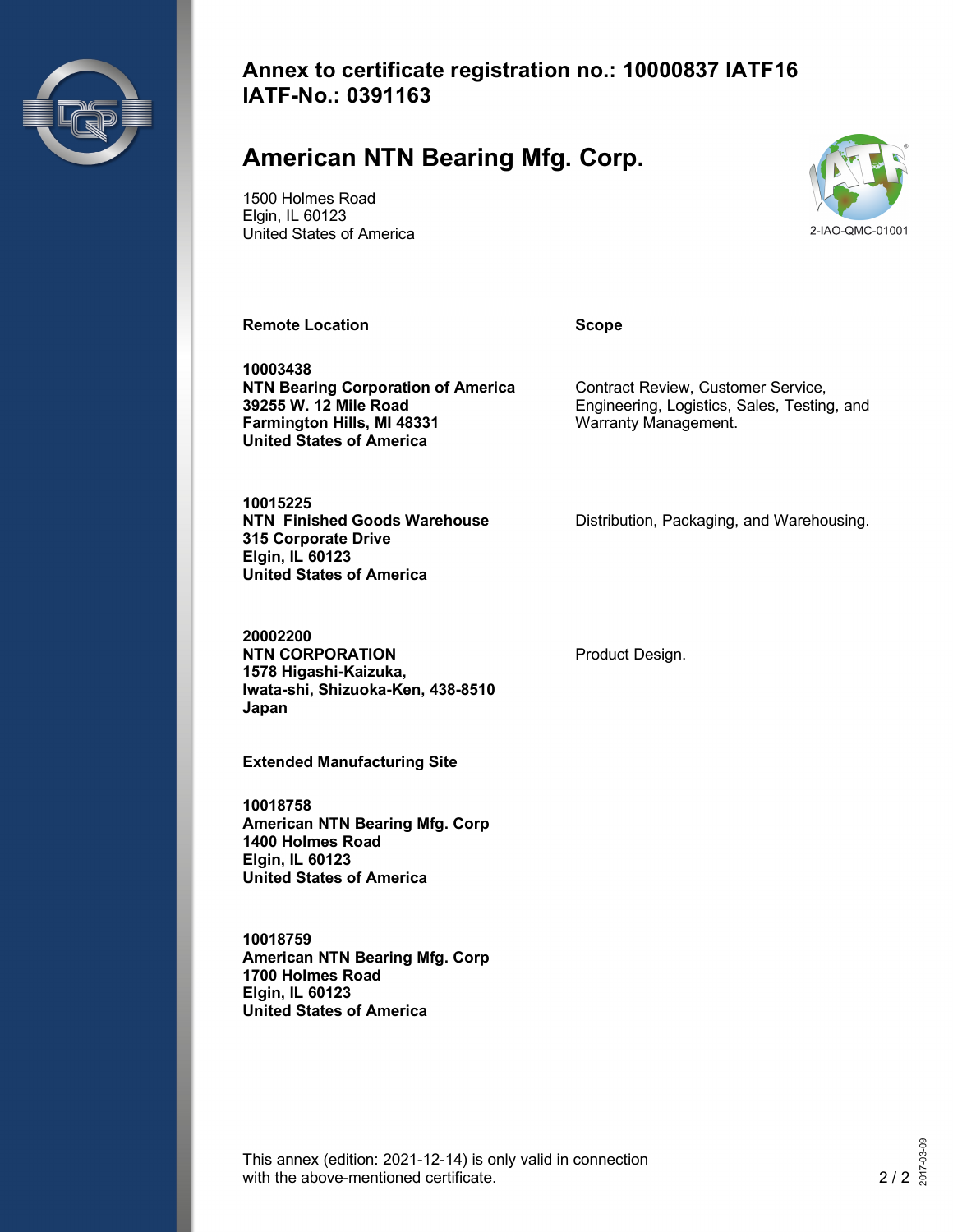# Annex to certificate registration no.: 10000837 IATF16
# IATF-No.: 0391163

## American NTN Bearing Mfg. Corp.

1500 Holmes Road
Elgin, IL 60123
United States of America

2-IAO-QMC-01001

| Remote Location | Scope |
|---|---|
| **10003438**<br>**NTN Bearing Corporation of America**<br>**39255 W. 12 Mile Road**<br>**Farmington Hills, MI 48331**<br>**United States of America** | Contract Review, Customer Service, Engineering, Logistics, Sales, Testing, and Warranty Management. |
| **10015225**<br>**NTN Finished Goods Warehouse**<br>**315 Corporate Drive**<br>**Elgin, IL 60123**<br>**United States of America** | Distribution, Packaging, and Warehousing. |
| **20002200**<br>**NTN CORPORATION**<br>**1578 Higashi-Kaizuka,**<br>**Iwata-shi, Shizuoka-Ken, 438-8510**<br>**Japan** | Product Design. |

**Extended Manufacturing Site**

**10018758**
**American NTN Bearing Mfg. Corp**
**1400 Holmes Road**
**Elgin, IL 60123**
**United States of America**

**10018759**
**American NTN Bearing Mfg. Corp**
**1700 Holmes Road**
**Elgin, IL 60123**
**United States of America**

This annex (edition: 2021-12-14) is only valid in connection with the above-mentioned certificate.

2017-03-09